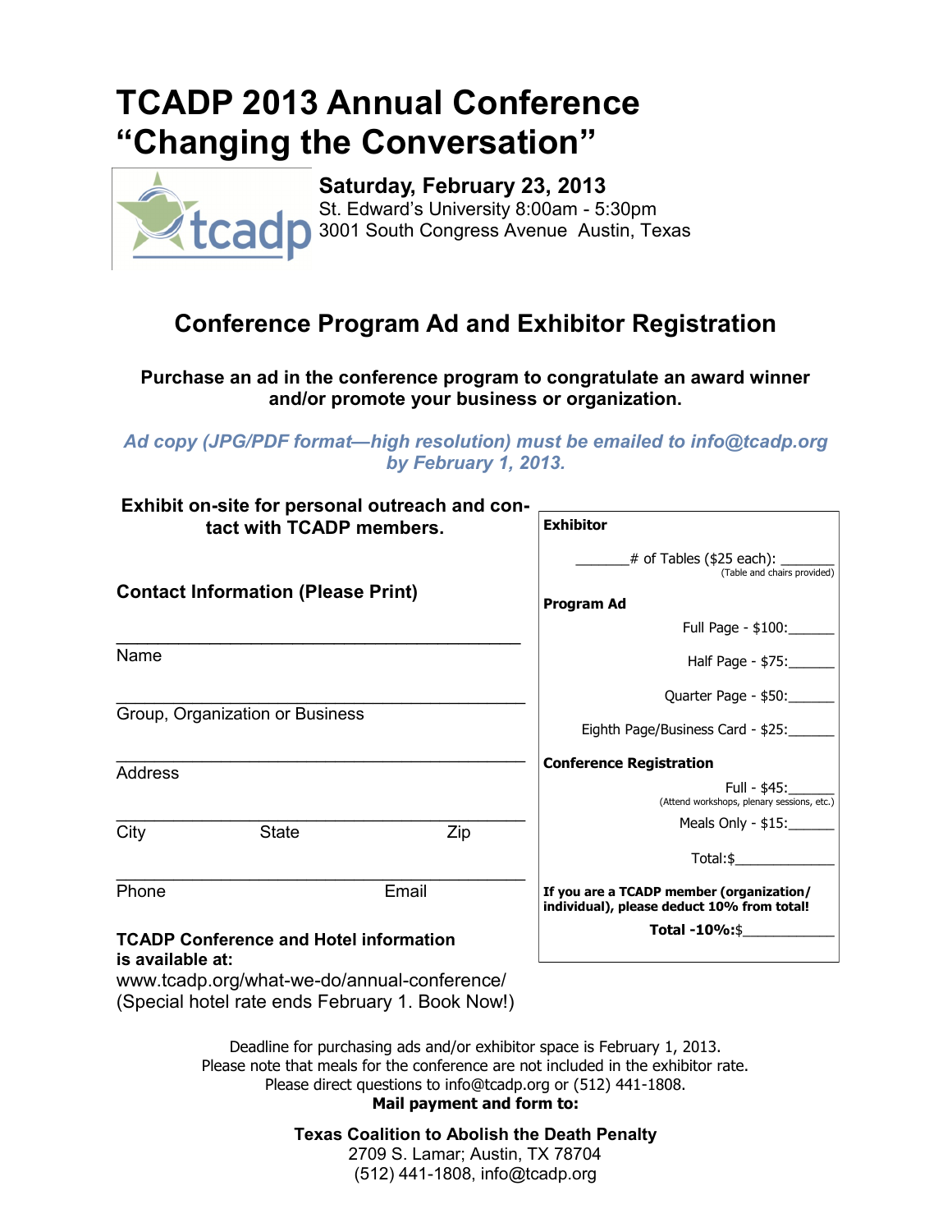# TCADP 2013 Annual Conference "Changing the Conversation"

**Saturday, February 23, 2013**
St. Edward's University 8:00am - 5:30pm
3001 South Congress Avenue Austin, Texas

## Conference Program Ad and Exhibitor Registration

**Purchase an ad in the conference program to congratulate an award winner and/or promote your business or organization.**

***Ad copy (JPG/PDF format—high resolution) must be emailed to info@tcadp.org by February 1, 2013.***

**Exhibit on-site for personal outreach and contact with TCADP members.**

### Contact Information (Please Print)

______________________________________
Name

______________________________________
Group, Organization or Business

______________________________________
Address

______________________________________
City State Zip

______________________________________
Phone Email

**TCADP Conference and Hotel information is available at:**
www.tcadp.org/what-we-do/annual-conference/
(Special hotel rate ends February 1. Book Now!)

**Exhibitor**

_______# of Tables ($25 each): _______
(Table and chairs provided)

**Program Ad**

Full Page - $100:______

Half Page - $75:______

Quarter Page - $50:______

Eighth Page/Business Card - $25:______

**Conference Registration**

Full - $45:______
(Attend workshops, plenary sessions, etc.)

Meals Only - $15:______

Total:$_____________

**If you are a TCADP member (organization/individual), please deduct 10% from total!**

**Total -10%:**$___________

Deadline for purchasing ads and/or exhibitor space is February 1, 2013.
Please note that meals for the conference are not included in the exhibitor rate.
Please direct questions to info@tcadp.org or (512) 441-1808.
**Mail payment and form to:**

**Texas Coalition to Abolish the Death Penalty**
2709 S. Lamar; Austin, TX 78704
(512) 441-1808, info@tcadp.org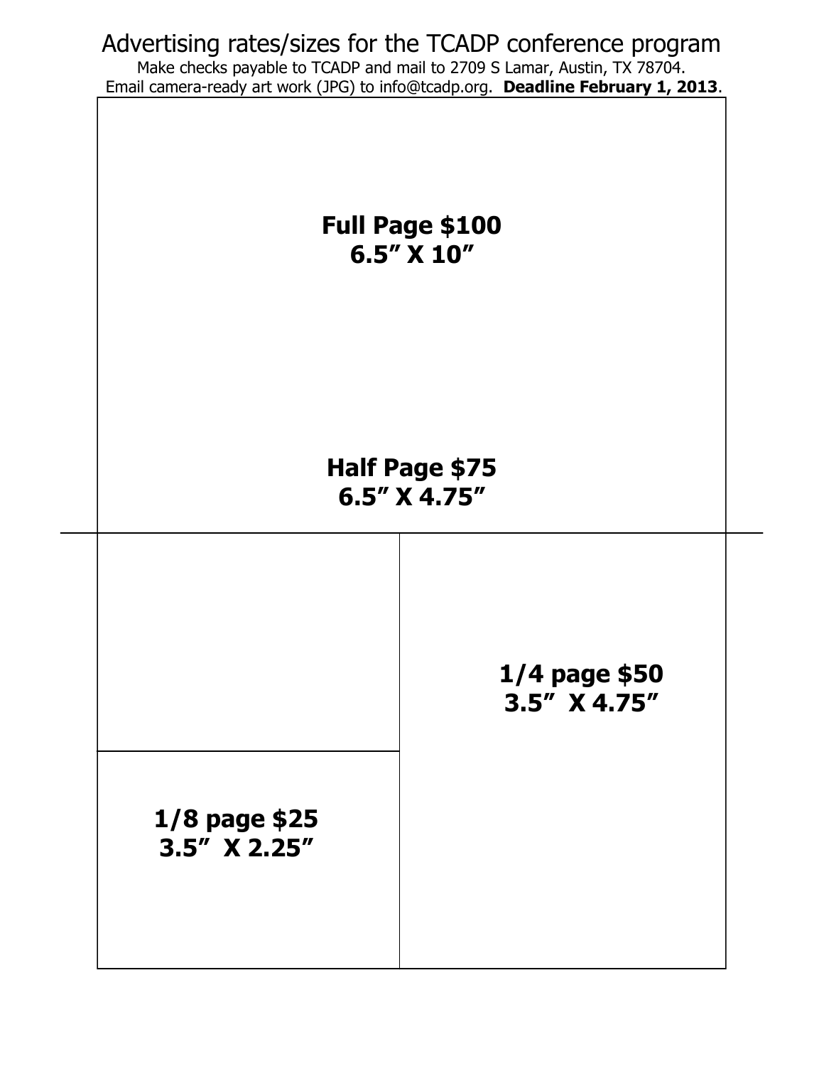Advertising rates/sizes for the TCADP conference program

Make checks payable to TCADP and mail to 2709 S Lamar, Austin, TX 78704.
Email camera-ready art work (JPG) to info@tcadp.org. **Deadline February 1, 2013**.

**Full Page $100**
**6.5” X 10”**

**Half Page $75**
**6.5” X 4.75”**

**1/4 page $50**
**3.5” X 4.75”**

**1/8 page $25**
**3.5” X 2.25”**